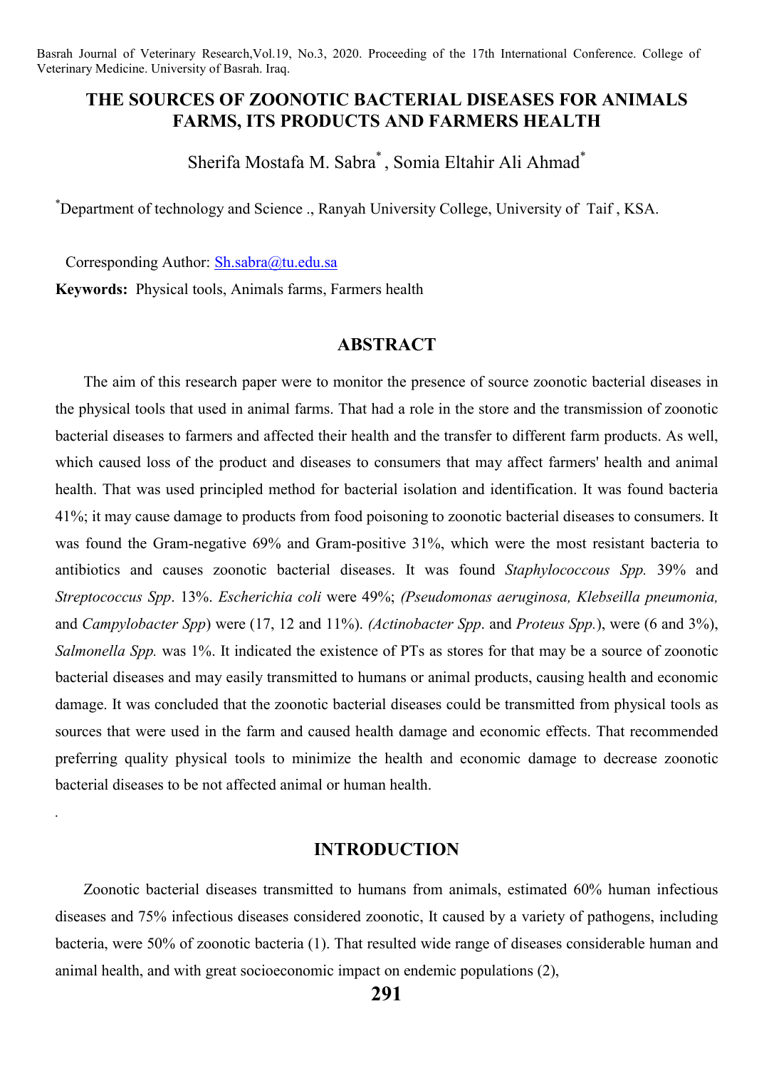# THE SOURCES OF ZOONOTIC BACTERIAL DISEASES FOR ANIMALS FARMS, ITS PRODUCTS AND FARMERS HEALTH

Sherifa Mostafa M. Sabra[*], Somia Eltahir Ali Ahmad[*]

[*]Department of technology and Science ., Ranyah University College, University of Taif , KSA.

Corresponding Author: Sh.sabra@tu.edu.sa

**Keywords:** Physical tools, Animals farms, Farmers health

## ABSTRACT

The aim of this research paper were to monitor the presence of source zoonotic bacterial diseases in the physical tools that used in animal farms. That had a role in the store and the transmission of zoonotic bacterial diseases to farmers and affected their health and the transfer to different farm products. As well, which caused loss of the product and diseases to consumers that may affect farmers' health and animal health. That was used principled method for bacterial isolation and identification. It was found bacteria 41%; it may cause damage to products from food poisoning to zoonotic bacterial diseases to consumers. It was found the Gram-negative 69% and Gram-positive 31%, which were the most resistant bacteria to antibiotics and causes zoonotic bacterial diseases. It was found *Staphylococcous Spp.* 39% and *Streptococcus Spp*. 13%. *Escherichia coli* were 49%; *(Pseudomonas aeruginosa, Klebseilla pneumonia,* and *Campylobacter Spp*) were (17, 12 and 11%). *(Actinobacter Spp*. and *Proteus Spp.*), were (6 and 3%), *Salmonella Spp.* was 1%. It indicated the existence of PTs as stores for that may be a source of zoonotic bacterial diseases and may easily transmitted to humans or animal products, causing health and economic damage. It was concluded that the zoonotic bacterial diseases could be transmitted from physical tools as sources that were used in the farm and caused health damage and economic effects. That recommended preferring quality physical tools to minimize the health and economic damage to decrease zoonotic bacterial diseases to be not affected animal or human health.

.

## INTRODUCTION

Zoonotic bacterial diseases transmitted to humans from animals, estimated 60% human infectious diseases and 75% infectious diseases considered zoonotic, It caused by a variety of pathogens, including bacteria, were 50% of zoonotic bacteria (1). That resulted wide range of diseases considerable human and animal health, and with great socioeconomic impact on endemic populations (2),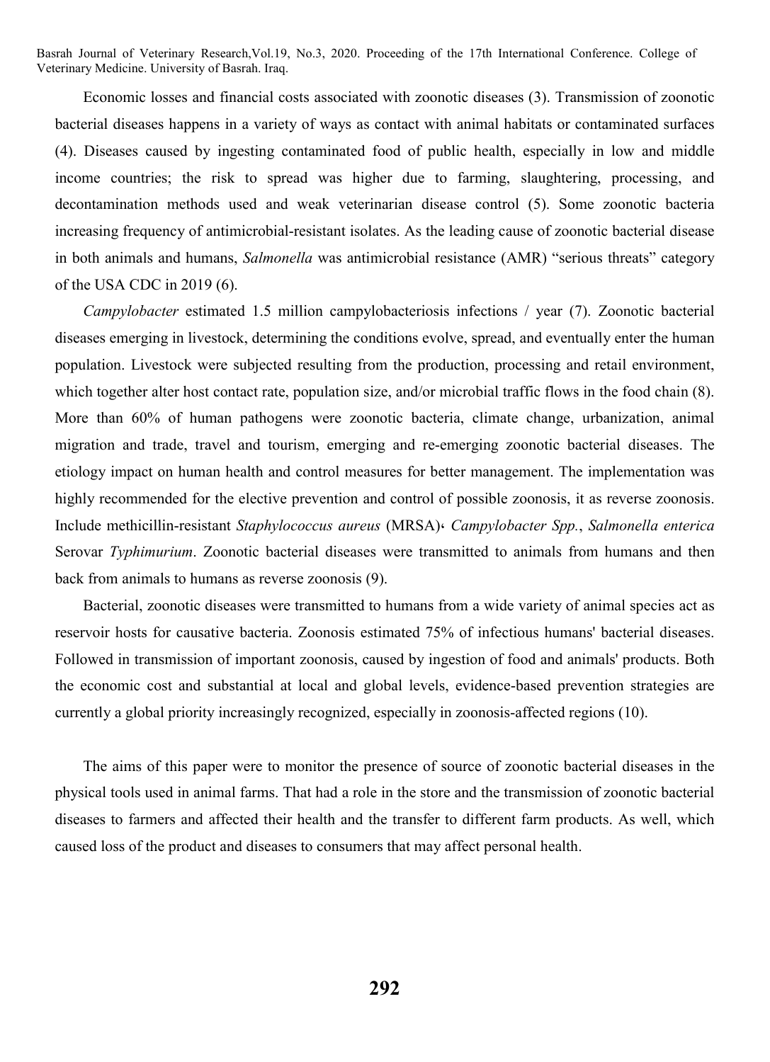Economic losses and financial costs associated with zoonotic diseases (3). Transmission of zoonotic bacterial diseases happens in a variety of ways as contact with animal habitats or contaminated surfaces (4). Diseases caused by ingesting contaminated food of public health, especially in low and middle income countries; the risk to spread was higher due to farming, slaughtering, processing, and decontamination methods used and weak veterinarian disease control (5). Some zoonotic bacteria increasing frequency of antimicrobial-resistant isolates. As the leading cause of zoonotic bacterial disease in both animals and humans, *Salmonella* was antimicrobial resistance (AMR) "serious threats" category of the USA CDC in 2019 (6).

*Campylobacter* estimated 1.5 million campylobacteriosis infections / year (7). Zoonotic bacterial diseases emerging in livestock, determining the conditions evolve, spread, and eventually enter the human population. Livestock were subjected resulting from the production, processing and retail environment, which together alter host contact rate, population size, and/or microbial traffic flows in the food chain (8). More than 60% of human pathogens were zoonotic bacteria, climate change, urbanization, animal migration and trade, travel and tourism, emerging and re-emerging zoonotic bacterial diseases. The etiology impact on human health and control measures for better management. The implementation was highly recommended for the elective prevention and control of possible zoonosis, it as reverse zoonosis. Include methicillin-resistant *Staphylococcus aureus* (MRSA)، *Campylobacter Spp.*, *Salmonella enterica* Serovar *Typhimurium*. Zoonotic bacterial diseases were transmitted to animals from humans and then back from animals to humans as reverse zoonosis (9).

Bacterial, zoonotic diseases were transmitted to humans from a wide variety of animal species act as reservoir hosts for causative bacteria. Zoonosis estimated 75% of infectious humans' bacterial diseases. Followed in transmission of important zoonosis, caused by ingestion of food and animals' products. Both the economic cost and substantial at local and global levels, evidence-based prevention strategies are currently a global priority increasingly recognized, especially in zoonosis-affected regions (10).

The aims of this paper were to monitor the presence of source of zoonotic bacterial diseases in the physical tools used in animal farms. That had a role in the store and the transmission of zoonotic bacterial diseases to farmers and affected their health and the transfer to different farm products. As well, which caused loss of the product and diseases to consumers that may affect personal health.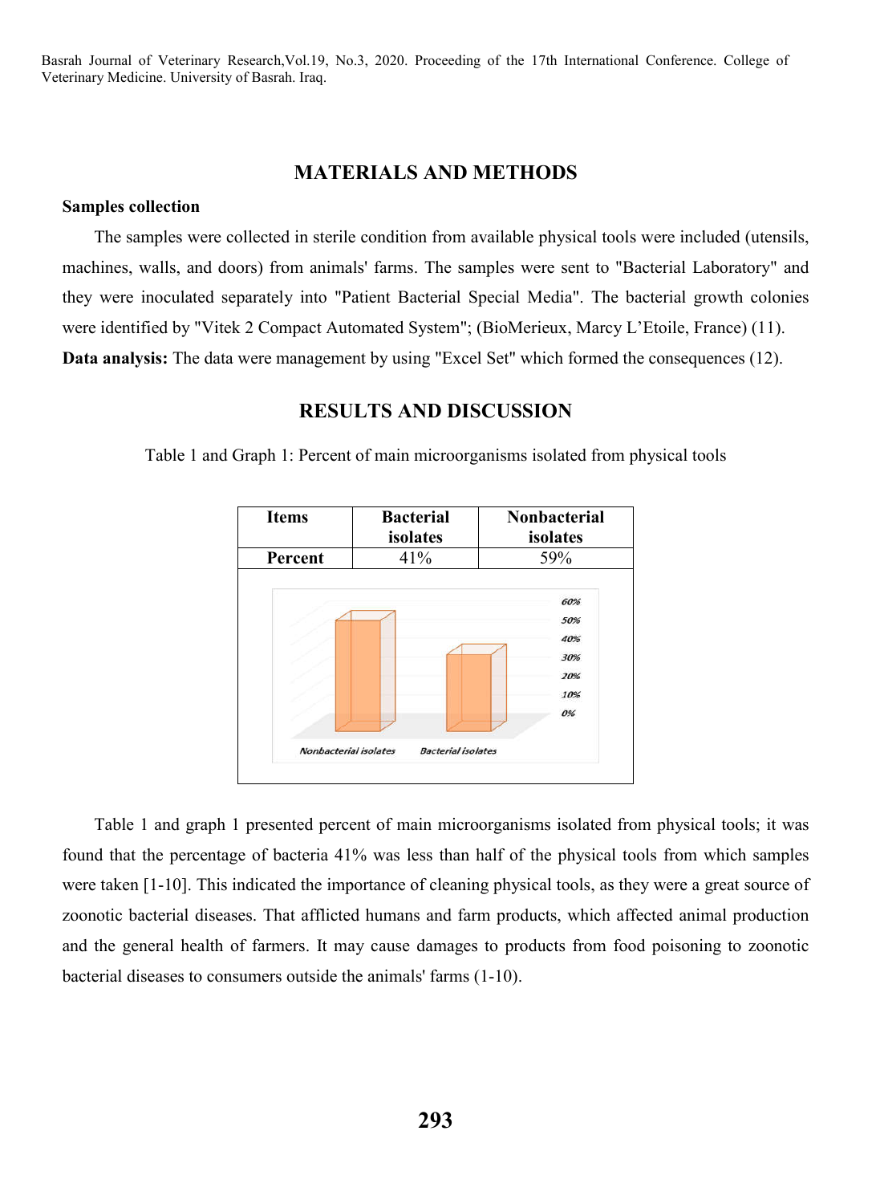## MATERIALS AND METHODS

**Samples collection**

The samples were collected in sterile condition from available physical tools were included (utensils, machines, walls, and doors) from animals' farms. The samples were sent to "Bacterial Laboratory" and they were inoculated separately into "Patient Bacterial Special Media". The bacterial growth colonies were identified by "Vitek 2 Compact Automated System"; (BioMerieux, Marcy L'Etoile, France) (11).

**Data analysis:** The data were management by using "Excel Set" which formed the consequences (12).

## RESULTS AND DISCUSSION

Table 1 and Graph 1: Percent of main microorganisms isolated from physical tools

| Items | Bacterial isolates | Nonbacterial isolates |
|---|---|---|
| Percent | 41% | 59% |

Table 1 and graph 1 presented percent of main microorganisms isolated from physical tools; it was found that the percentage of bacteria 41% was less than half of the physical tools from which samples were taken [1-10]. This indicated the importance of cleaning physical tools, as they were a great source of zoonotic bacterial diseases. That afflicted humans and farm products, which affected animal production and the general health of farmers. It may cause damages to products from food poisoning to zoonotic bacterial diseases to consumers outside the animals' farms (1-10).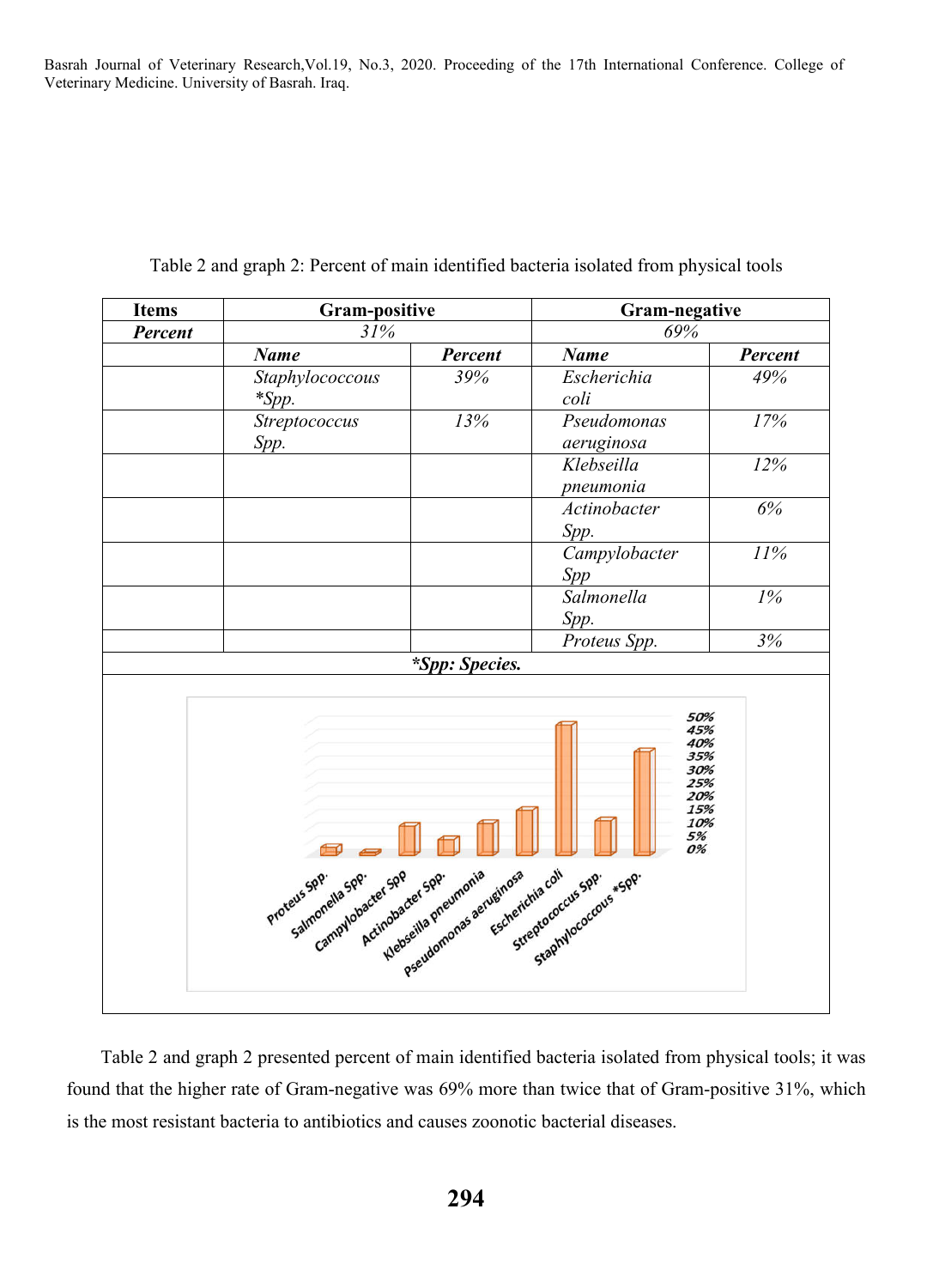Table 2 and graph 2: Percent of main identified bacteria isolated from physical tools

| Items | Gram-positive | | Gram-negative | |
|---|---|---|---|---|
| ***Percent*** | *31%* | | *69%* | |
| | ***Name*** | ***Percent*** | ***Name*** | ***Percent*** |
| | *Staphylococcous *Spp.* | *39%* | *Escherichia coli* | *49%* |
| | *Streptococcus Spp.* | *13%* | *Pseudomonas aeruginosa* | *17%* |
| | | | *Klebseilla pneumonia* | *12%* |
| | | | *Actinobacter Spp.* | *6%* |
| | | | *Campylobacter Spp* | *11%* |
| | | | *Salmonella Spp.* | *1%* |
| | | | *Proteus Spp.* | *3%* |

***Spp: Species.***

Table 2 and graph 2 presented percent of main identified bacteria isolated from physical tools; it was found that the higher rate of Gram-negative was 69% more than twice that of Gram-positive 31%, which is the most resistant bacteria to antibiotics and causes zoonotic bacterial diseases.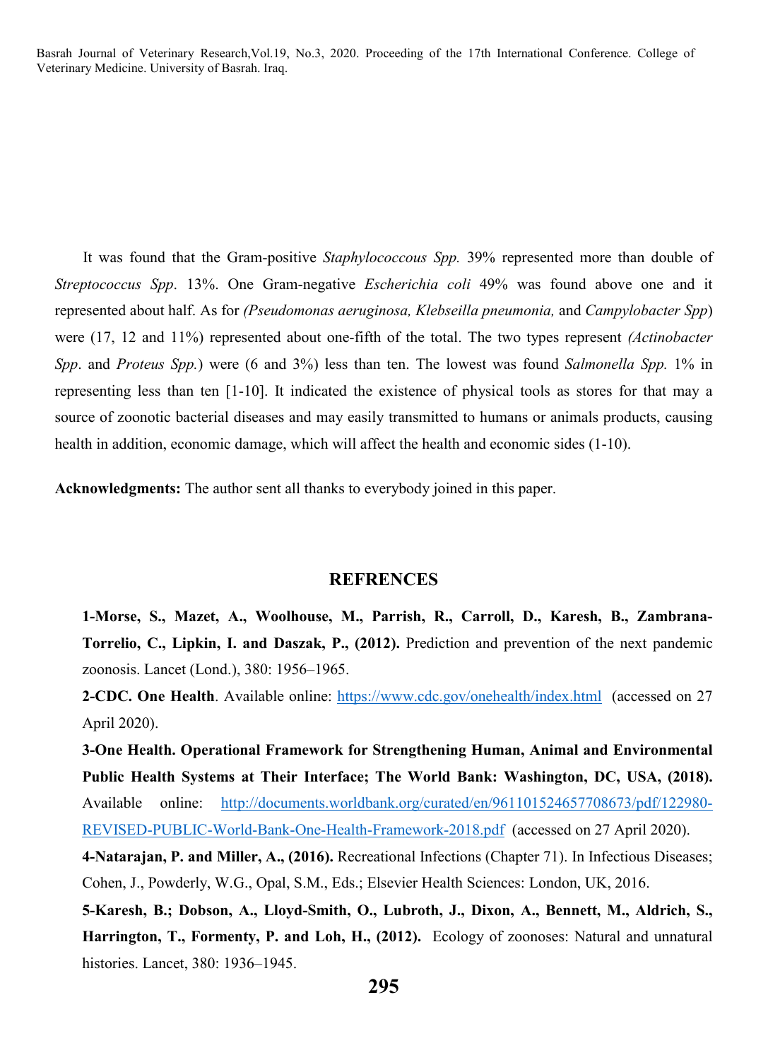It was found that the Gram-positive *Staphylococcous Spp.* 39% represented more than double of *Streptococcus Spp*. 13%. One Gram-negative *Escherichia coli* 49% was found above one and it represented about half. As for *(Pseudomonas aeruginosa, Klebseilla pneumonia,* and *Campylobacter Spp*) were (17, 12 and 11%) represented about one-fifth of the total. The two types represent *(Actinobacter Spp*. and *Proteus Spp.*) were (6 and 3%) less than ten. The lowest was found *Salmonella Spp.* 1% in representing less than ten [1-10]. It indicated the existence of physical tools as stores for that may a source of zoonotic bacterial diseases and may easily transmitted to humans or animals products, causing health in addition, economic damage, which will affect the health and economic sides (1-10).

**Acknowledgments:** The author sent all thanks to everybody joined in this paper.

## REFRENCES

**1-Morse, S., Mazet, A., Woolhouse, M., Parrish, R., Carroll, D., Karesh, B., Zambrana-Torrelio, C., Lipkin, I. and Daszak, P., (2012).** Prediction and prevention of the next pandemic zoonosis. Lancet (Lond.), 380: 1956–1965.

**2-CDC. One Health**. Available online: https://www.cdc.gov/onehealth/index.html (accessed on 27 April 2020).

**3-One Health. Operational Framework for Strengthening Human, Animal and Environmental Public Health Systems at Their Interface; The World Bank: Washington, DC, USA, (2018).** Available online: http://documents.worldbank.org/curated/en/961101524657708673/pdf/122980-REVISED-PUBLIC-World-Bank-One-Health-Framework-2018.pdf (accessed on 27 April 2020).

**4-Natarajan, P. and Miller, A., (2016).** Recreational Infections (Chapter 71). In Infectious Diseases; Cohen, J., Powderly, W.G., Opal, S.M., Eds.; Elsevier Health Sciences: London, UK, 2016.

**5-Karesh, B.; Dobson, A., Lloyd-Smith, O., Lubroth, J., Dixon, A., Bennett, M., Aldrich, S., Harrington, T., Formenty, P. and Loh, H., (2012).** Ecology of zoonoses: Natural and unnatural histories. Lancet, 380: 1936–1945.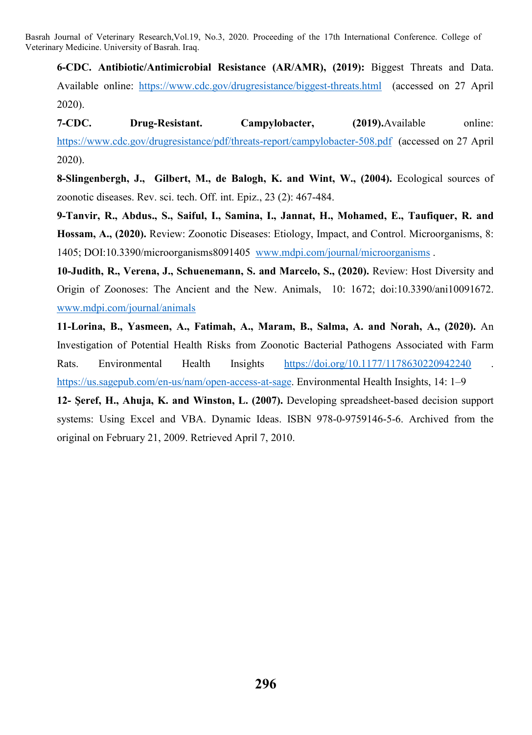**6-CDC. Antibiotic/Antimicrobial Resistance (AR/AMR), (2019):** Biggest Threats and Data. Available online: https://www.cdc.gov/drugresistance/biggest-threats.html (accessed on 27 April 2020).

**7-CDC. Drug-Resistant. Campylobacter, (2019).**Available online: https://www.cdc.gov/drugresistance/pdf/threats-report/campylobacter-508.pdf (accessed on 27 April 2020).

**8-Slingenbergh, J., Gilbert, M., de Balogh, K. and Wint, W., (2004).** Ecological sources of zoonotic diseases. Rev. sci. tech. Off. int. Epiz., 23 (2): 467-484.

**9-Tanvir, R., Abdus., S., Saiful, I., Samina, I., Jannat, H., Mohamed, E., Taufiquer, R. and Hossam, A., (2020).** Review: Zoonotic Diseases: Etiology, Impact, and Control. Microorganisms, 8: 1405; DOI:10.3390/microorganisms8091405 www.mdpi.com/journal/microorganisms .

**10-Judith, R., Verena, J., Schuenemann, S. and Marcelo, S., (2020).** Review: Host Diversity and Origin of Zoonoses: The Ancient and the New. Animals, 10: 1672; doi:10.3390/ani10091672. www.mdpi.com/journal/animals

**11-Lorina, B., Yasmeen, A., Fatimah, A., Maram, B., Salma, A. and Norah, A., (2020).** An Investigation of Potential Health Risks from Zoonotic Bacterial Pathogens Associated with Farm Rats. Environmental Health Insights https://doi.org/10.1177/1178630220942240 . https://us.sagepub.com/en-us/nam/open-access-at-sage. Environmental Health Insights, 14: 1–9

**12- Şeref, H., Ahuja, K. and Winston, L. (2007).** Developing spreadsheet-based decision support systems: Using Excel and VBA. Dynamic Ideas. ISBN 978-0-9759146-5-6. Archived from the original on February 21, 2009. Retrieved April 7, 2010.